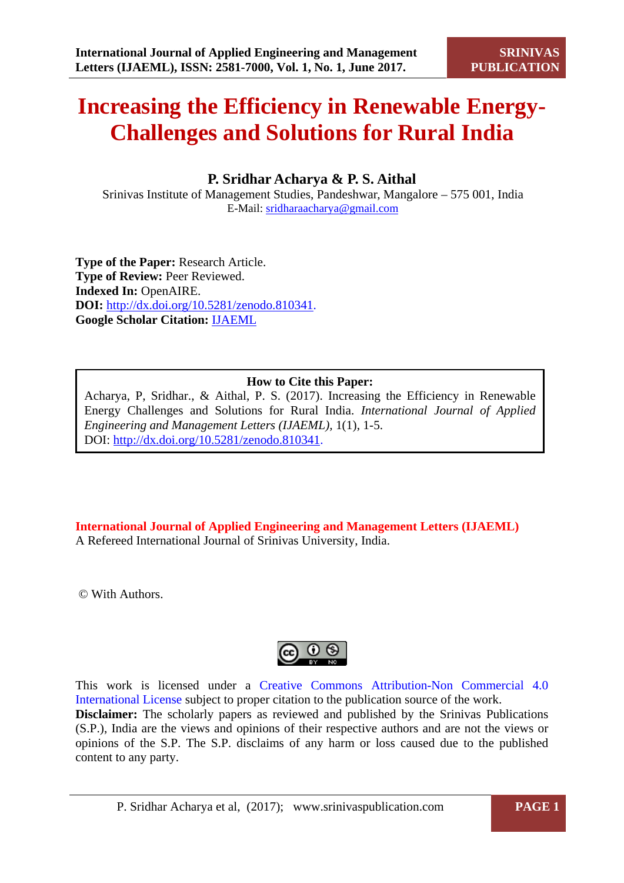# Increasing the Efficiency in Renewable Energy-Challenges and Solutions for Rural India

**P. Sridhar Acharya & P. S. Aithal**

Srinivas Institute of Management Studies, Pandeshwar, Mangalore – 575 001, India

E-Mail: sridharaacharya@gmail.com

**Type of the Paper:** Research Article.
**Type of Review:** Peer Reviewed.
**Indexed In:** OpenAIRE.
**DOI:** http://dx.doi.org/10.5281/zenodo.810341.
**Google Scholar Citation:** IJAEML

> **How to Cite this Paper:**
> Acharya, P, Sridhar., & Aithal, P. S. (2017). Increasing the Efficiency in Renewable Energy Challenges and Solutions for Rural India. *International Journal of Applied Engineering and Management Letters (IJAEML)*, 1(1), 1-5.
> DOI: http://dx.doi.org/10.5281/zenodo.810341.

**International Journal of Applied Engineering and Management Letters (IJAEML)**
A Refereed International Journal of Srinivas University, India.

© With Authors.

This work is licensed under a Creative Commons Attribution-Non Commercial 4.0 International License subject to proper citation to the publication source of the work.
**Disclaimer:** The scholarly papers as reviewed and published by the Srinivas Publications (S.P.), India are the views and opinions of their respective authors and are not the views or opinions of the S.P. The S.P. disclaims of any harm or loss caused due to the published content to any party.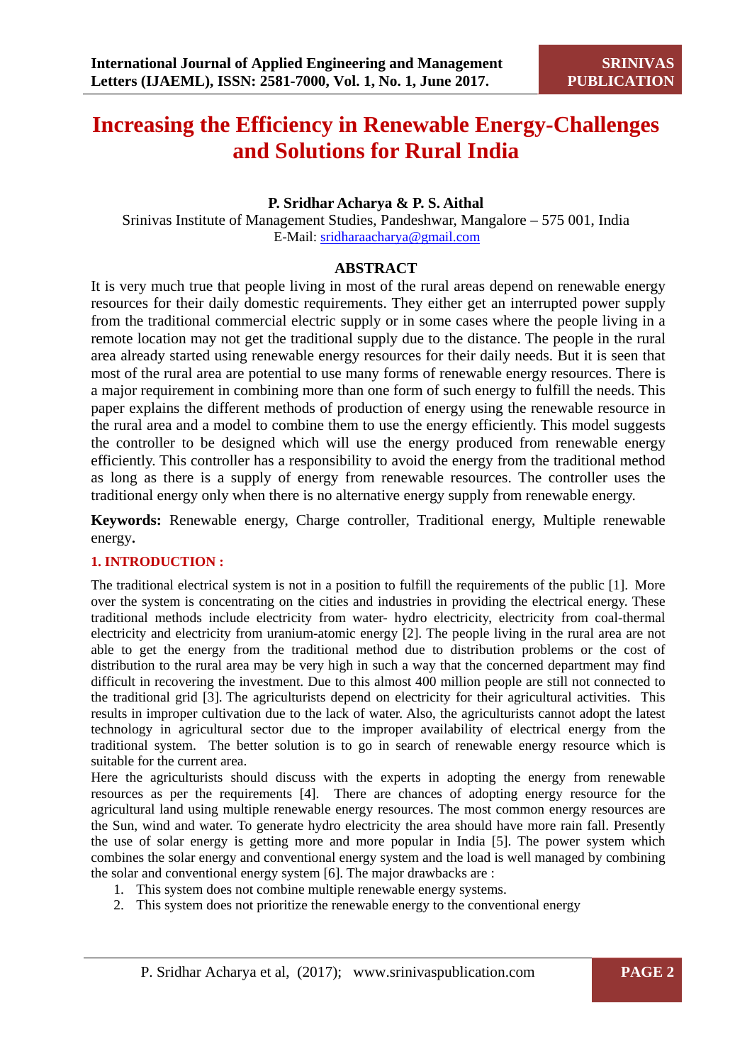# Increasing the Efficiency in Renewable Energy-Challenges and Solutions for Rural India

**P. Sridhar Acharya & P. S. Aithal**

Srinivas Institute of Management Studies, Pandeshwar, Mangalore – 575 001, India

E-Mail: sridharaacharya@gmail.com

## ABSTRACT

It is very much true that people living in most of the rural areas depend on renewable energy resources for their daily domestic requirements. They either get an interrupted power supply from the traditional commercial electric supply or in some cases where the people living in a remote location may not get the traditional supply due to the distance. The people in the rural area already started using renewable energy resources for their daily needs. But it is seen that most of the rural area are potential to use many forms of renewable energy resources. There is a major requirement in combining more than one form of such energy to fulfill the needs. This paper explains the different methods of production of energy using the renewable resource in the rural area and a model to combine them to use the energy efficiently. This model suggests the controller to be designed which will use the energy produced from renewable energy efficiently. This controller has a responsibility to avoid the energy from the traditional method as long as there is a supply of energy from renewable resources. The controller uses the traditional energy only when there is no alternative energy supply from renewable energy.

**Keywords:** Renewable energy, Charge controller, Traditional energy, Multiple renewable energy.

## 1. INTRODUCTION :

The traditional electrical system is not in a position to fulfill the requirements of the public [1]. More over the system is concentrating on the cities and industries in providing the electrical energy. These traditional methods include electricity from water- hydro electricity, electricity from coal-thermal electricity and electricity from uranium-atomic energy [2]. The people living in the rural area are not able to get the energy from the traditional method due to distribution problems or the cost of distribution to the rural area may be very high in such a way that the concerned department may find difficult in recovering the investment. Due to this almost 400 million people are still not connected to the traditional grid [3]. The agriculturists depend on electricity for their agricultural activities. This results in improper cultivation due to the lack of water. Also, the agriculturists cannot adopt the latest technology in agricultural sector due to the improper availability of electrical energy from the traditional system. The better solution is to go in search of renewable energy resource which is suitable for the current area.

Here the agriculturists should discuss with the experts in adopting the energy from renewable resources as per the requirements [4]. There are chances of adopting energy resource for the agricultural land using multiple renewable energy resources. The most common energy resources are the Sun, wind and water. To generate hydro electricity the area should have more rain fall. Presently the use of solar energy is getting more and more popular in India [5]. The power system which combines the solar energy and conventional energy system and the load is well managed by combining the solar and conventional energy system [6]. The major drawbacks are :

1. This system does not combine multiple renewable energy systems.
2. This system does not prioritize the renewable energy to the conventional energy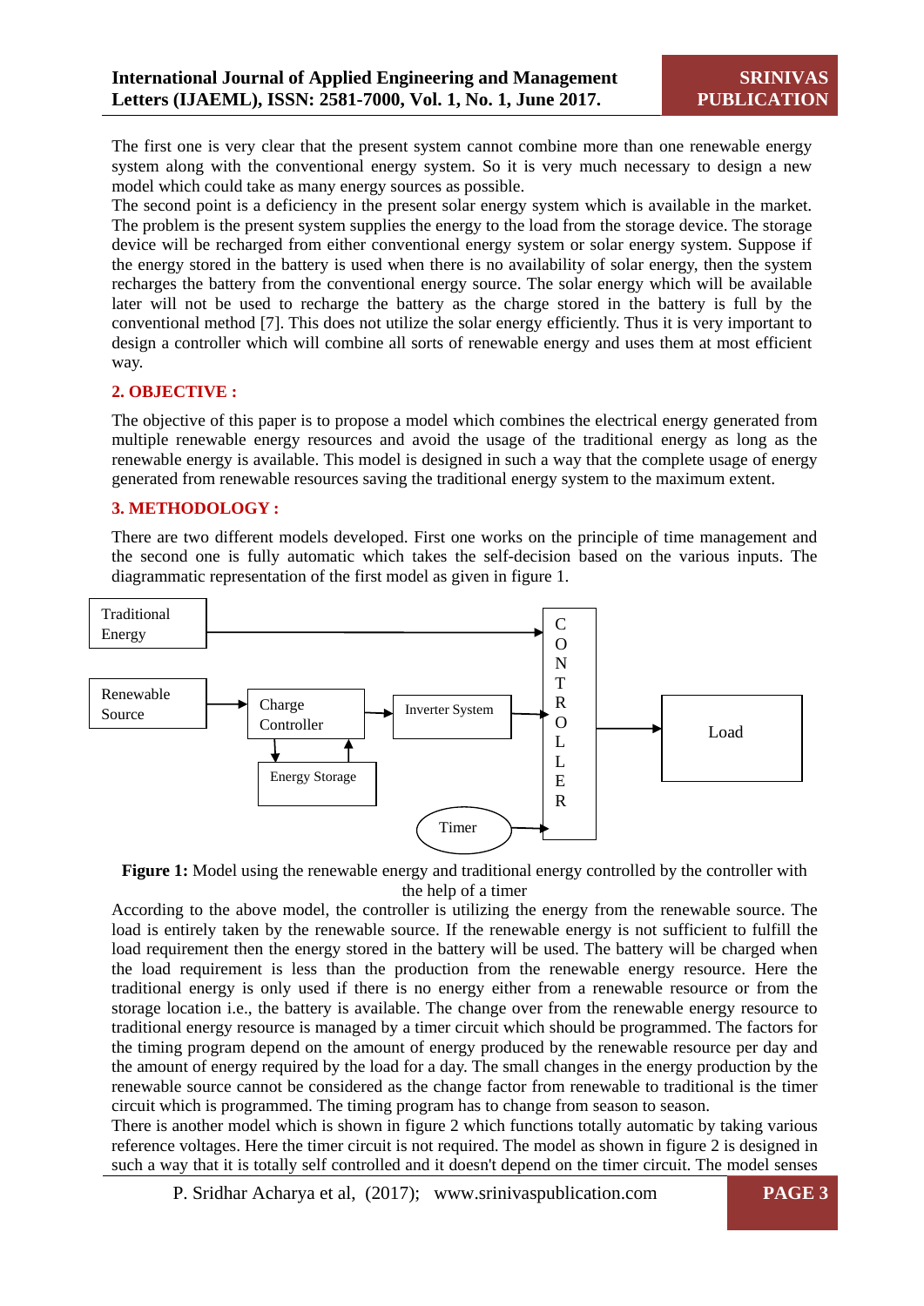The first one is very clear that the present system cannot combine more than one renewable energy system along with the conventional energy system. So it is very much necessary to design a new model which could take as many energy sources as possible.

The second point is a deficiency in the present solar energy system which is available in the market. The problem is the present system supplies the energy to the load from the storage device. The storage device will be recharged from either conventional energy system or solar energy system. Suppose if the energy stored in the battery is used when there is no availability of solar energy, then the system recharges the battery from the conventional energy source. The solar energy which will be available later will not be used to recharge the battery as the charge stored in the battery is full by the conventional method [7]. This does not utilize the solar energy efficiently. Thus it is very important to design a controller which will combine all sorts of renewable energy and uses them at most efficient way.

## 2. OBJECTIVE :

The objective of this paper is to propose a model which combines the electrical energy generated from multiple renewable energy resources and avoid the usage of the traditional energy as long as the renewable energy is available. This model is designed in such a way that the complete usage of energy generated from renewable resources saving the traditional energy system to the maximum extent.

## 3. METHODOLOGY :

There are two different models developed. First one works on the principle of time management and the second one is fully automatic which takes the self-decision based on the various inputs. The diagrammatic representation of the first model as given in figure 1.

Traditional Energy → CONTROLLER

Renewable Source → Charge Controller ⇄ Energy Storage; Charge Controller → Inverter System → CONTROLLER

Timer → CONTROLLER

CONTROLLER → Load

**Figure 1:** Model using the renewable energy and traditional energy controlled by the controller with the help of a timer

According to the above model, the controller is utilizing the energy from the renewable source. The load is entirely taken by the renewable source. If the renewable energy is not sufficient to fulfill the load requirement then the energy stored in the battery will be used. The battery will be charged when the load requirement is less than the production from the renewable energy resource. Here the traditional energy is only used if there is no energy either from a renewable resource or from the storage location i.e., the battery is available. The change over from the renewable energy resource to traditional energy resource is managed by a timer circuit which should be programmed. The factors for the timing program depend on the amount of energy produced by the renewable resource per day and the amount of energy required by the load for a day. The small changes in the energy production by the renewable source cannot be considered as the change factor from renewable to traditional is the timer circuit which is programmed. The timing program has to change from season to season.

There is another model which is shown in figure 2 which functions totally automatic by taking various reference voltages. Here the timer circuit is not required. The model as shown in figure 2 is designed in such a way that it is totally self controlled and it doesn't depend on the timer circuit. The model senses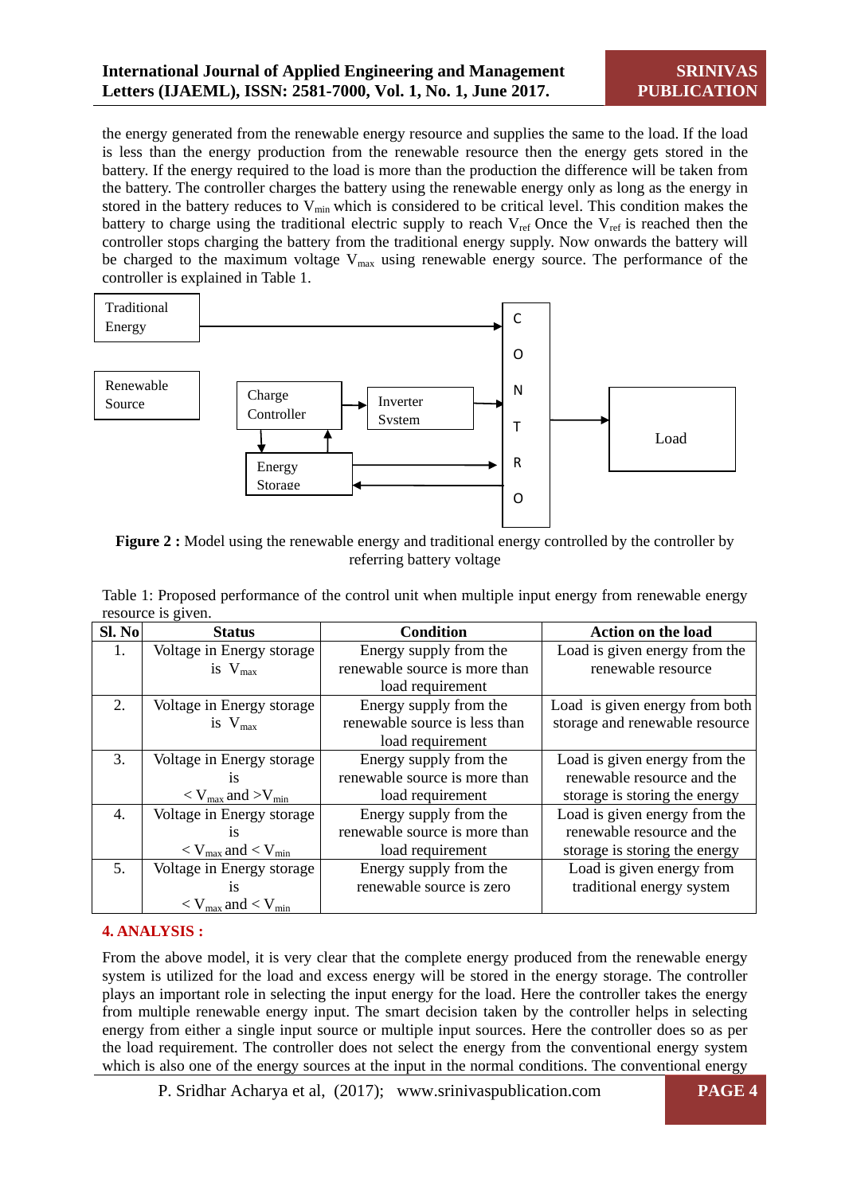the energy generated from the renewable energy resource and supplies the same to the load. If the load is less than the energy production from the renewable resource then the energy gets stored in the battery. If the energy required to the load is more than the production the difference will be taken from the battery. The controller charges the battery using the renewable energy only as long as the energy in stored in the battery reduces to $V_{min}$ which is considered to be critical level. This condition makes the battery to charge using the traditional electric supply to reach $V_{ref}$ Once the $V_{ref}$ is reached then the controller stops charging the battery from the traditional energy supply. Now onwards the battery will be charged to the maximum voltage $V_{max}$ using renewable energy source. The performance of the controller is explained in Table 1.

Traditional Energy

Renewable Source

Charge Controller

Inverter System

Energy Storage

CONTRO

Load

**Figure 2 :** Model using the renewable energy and traditional energy controlled by the controller by referring battery voltage

Table 1: Proposed performance of the control unit when multiple input energy from renewable energy resource is given.

| Sl. No | Status | Condition | Action on the load |
|---|---|---|---|
| 1. | Voltage in Energy storage is $V_{max}$ | Energy supply from the renewable source is more than load requirement | Load is given energy from the renewable resource |
| 2. | Voltage in Energy storage is $V_{max}$ | Energy supply from the renewable source is less than load requirement | Load is given energy from both storage and renewable resource |
| 3. | Voltage in Energy storage is $< V_{max}$ and $> V_{min}$ | Energy supply from the renewable source is more than load requirement | Load is given energy from the renewable resource and the storage is storing the energy |
| 4. | Voltage in Energy storage is $< V_{max}$ and $< V_{min}$ | Energy supply from the renewable source is more than load requirement | Load is given energy from the renewable resource and the storage is storing the energy |
| 5. | Voltage in Energy storage is $< V_{max}$ and $< V_{min}$ | Energy supply from the renewable source is zero | Load is given energy from traditional energy system |

## 4. ANALYSIS :

From the above model, it is very clear that the complete energy produced from the renewable energy system is utilized for the load and excess energy will be stored in the energy storage. The controller plays an important role in selecting the input energy for the load. Here the controller takes the energy from multiple renewable energy input. The smart decision taken by the controller helps in selecting energy from either a single input source or multiple input sources. Here the controller does so as per the load requirement. The controller does not select the energy from the conventional energy system which is also one of the energy sources at the input in the normal conditions. The conventional energy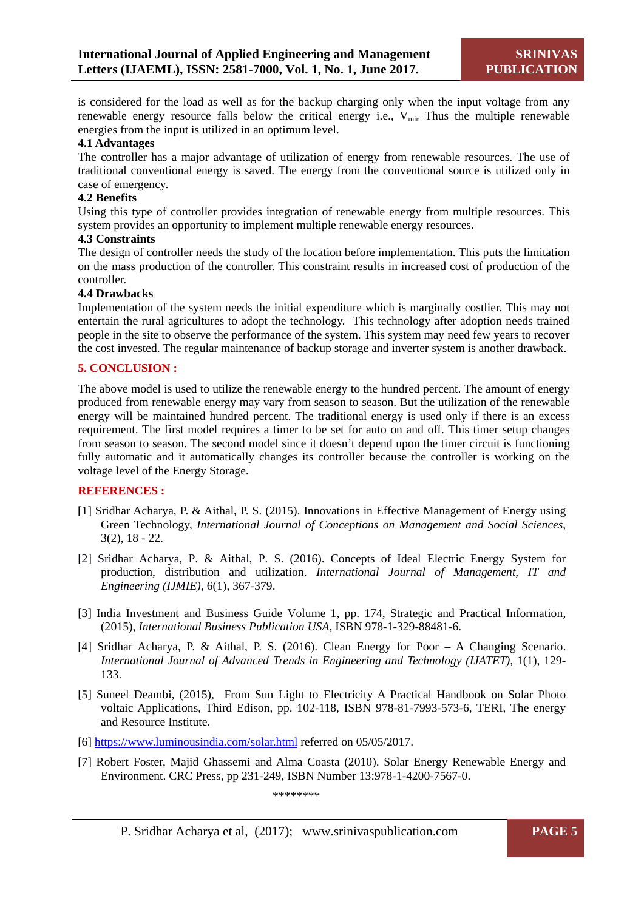is considered for the load as well as for the backup charging only when the input voltage from any renewable energy resource falls below the critical energy i.e., $V_{min}$ Thus the multiple renewable energies from the input is utilized in an optimum level.

### 4.1 Advantages

The controller has a major advantage of utilization of energy from renewable resources. The use of traditional conventional energy is saved. The energy from the conventional source is utilized only in case of emergency.

### 4.2 Benefits

Using this type of controller provides integration of renewable energy from multiple resources. This system provides an opportunity to implement multiple renewable energy resources.

### 4.3 Constraints

The design of controller needs the study of the location before implementation. This puts the limitation on the mass production of the controller. This constraint results in increased cost of production of the controller.

### 4.4 Drawbacks

Implementation of the system needs the initial expenditure which is marginally costlier. This may not entertain the rural agricultures to adopt the technology. This technology after adoption needs trained people in the site to observe the performance of the system. This system may need few years to recover the cost invested. The regular maintenance of backup storage and inverter system is another drawback.

## 5. CONCLUSION :

The above model is used to utilize the renewable energy to the hundred percent. The amount of energy produced from renewable energy may vary from season to season. But the utilization of the renewable energy will be maintained hundred percent. The traditional energy is used only if there is an excess requirement. The first model requires a timer to be set for auto on and off. This timer setup changes from season to season. The second model since it doesn't depend upon the timer circuit is functioning fully automatic and it automatically changes its controller because the controller is working on the voltage level of the Energy Storage.

## REFERENCES :

[1] Sridhar Acharya, P. & Aithal, P. S. (2015). Innovations in Effective Management of Energy using Green Technology, *International Journal of Conceptions on Management and Social Sciences*, 3(2), 18 - 22.

[2] Sridhar Acharya, P. & Aithal, P. S. (2016). Concepts of Ideal Electric Energy System for production, distribution and utilization. *International Journal of Management, IT and Engineering (IJMIE)*, 6(1), 367-379.

[3] India Investment and Business Guide Volume 1, pp. 174, Strategic and Practical Information, (2015), *International Business Publication USA*, ISBN 978-1-329-88481-6.

[4] Sridhar Acharya, P. & Aithal, P. S. (2016). Clean Energy for Poor – A Changing Scenario. *International Journal of Advanced Trends in Engineering and Technology (IJATET)*, 1(1), 129-133.

[5] Suneel Deambi, (2015), From Sun Light to Electricity A Practical Handbook on Solar Photo voltaic Applications, Third Edison, pp. 102-118, ISBN 978-81-7993-573-6, TERI, The energy and Resource Institute.

[6] https://www.luminousindia.com/solar.html referred on 05/05/2017.

[7] Robert Foster, Majid Ghassemi and Alma Coasta (2010). Solar Energy Renewable Energy and Environment. CRC Press, pp 231-249, ISBN Number 13:978-1-4200-7567-0.

********